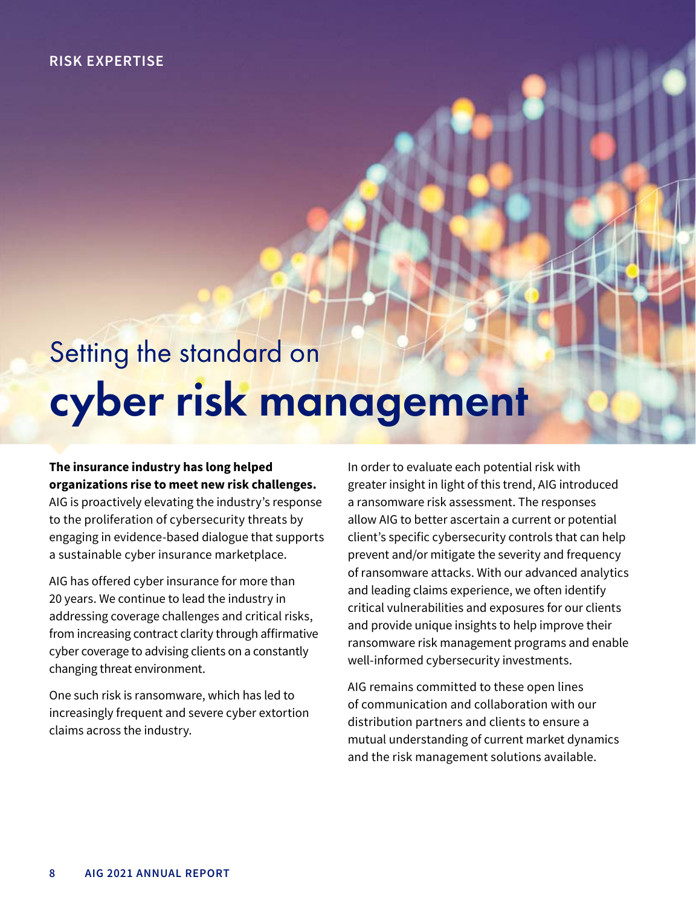RISK EXPERTISE

# Setting the standard on cyber risk management

**The insurance industry has long helped organizations rise to meet new risk challenges.** AIG is proactively elevating the industry's response to the proliferation of cybersecurity threats by engaging in evidence-based dialogue that supports a sustainable cyber insurance marketplace.

AIG has offered cyber insurance for more than 20 years. We continue to lead the industry in addressing coverage challenges and critical risks, from increasing contract clarity through affirmative cyber coverage to advising clients on a constantly changing threat environment.

One such risk is ransomware, which has led to increasingly frequent and severe cyber extortion claims across the industry.

In order to evaluate each potential risk with greater insight in light of this trend, AIG introduced a ransomware risk assessment. The responses allow AIG to better ascertain a current or potential client's specific cybersecurity controls that can help prevent and/or mitigate the severity and frequency of ransomware attacks. With our advanced analytics and leading claims experience, we often identify critical vulnerabilities and exposures for our clients and provide unique insights to help improve their ransomware risk management programs and enable well-informed cybersecurity investments.

AIG remains committed to these open lines of communication and collaboration with our distribution partners and clients to ensure a mutual understanding of current market dynamics and the risk management solutions available.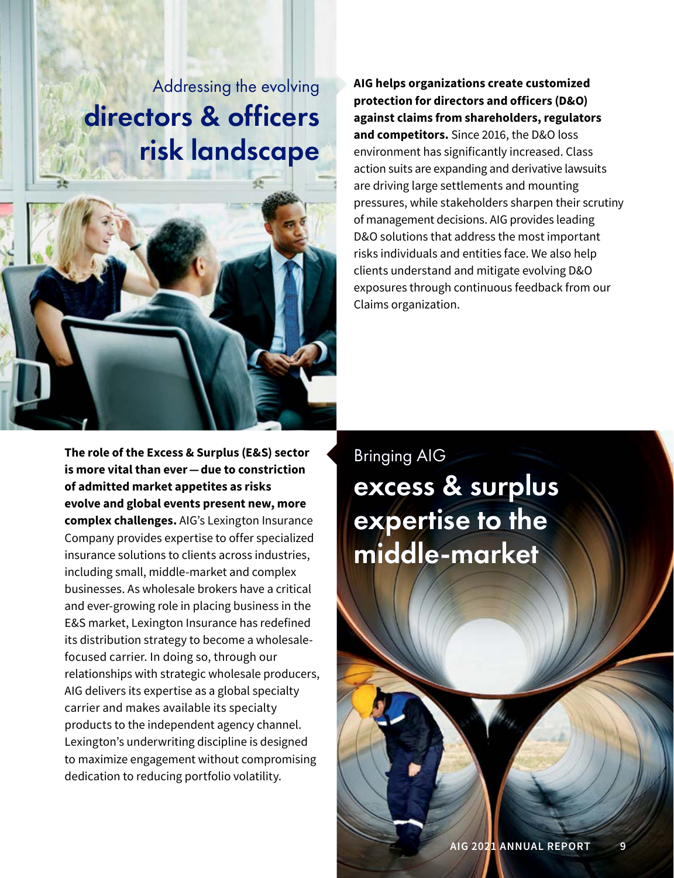## Addressing the evolving directors & officers risk landscape

**AIG helps organizations create customized protection for directors and officers (D&O) against claims from shareholders, regulators and competitors.** Since 2016, the D&O loss environment has significantly increased. Class action suits are expanding and derivative lawsuits are driving large settlements and mounting pressures, while stakeholders sharpen their scrutiny of management decisions. AIG provides leading D&O solutions that address the most important risks individuals and entities face. We also help clients understand and mitigate evolving D&O exposures through continuous feedback from our Claims organization.

## Bringing AIG excess & surplus expertise to the middle-market

**The role of the Excess & Surplus (E&S) sector is more vital than ever — due to constriction of admitted market appetites as risks evolve and global events present new, more complex challenges.** AIG's Lexington Insurance Company provides expertise to offer specialized insurance solutions to clients across industries, including small, middle-market and complex businesses. As wholesale brokers have a critical and ever-growing role in placing business in the E&S market, Lexington Insurance has redefined its distribution strategy to become a wholesale-focused carrier. In doing so, through our relationships with strategic wholesale producers, AIG delivers its expertise as a global specialty carrier and makes available its specialty products to the independent agency channel. Lexington's underwriting discipline is designed to maximize engagement without compromising dedication to reducing portfolio volatility.